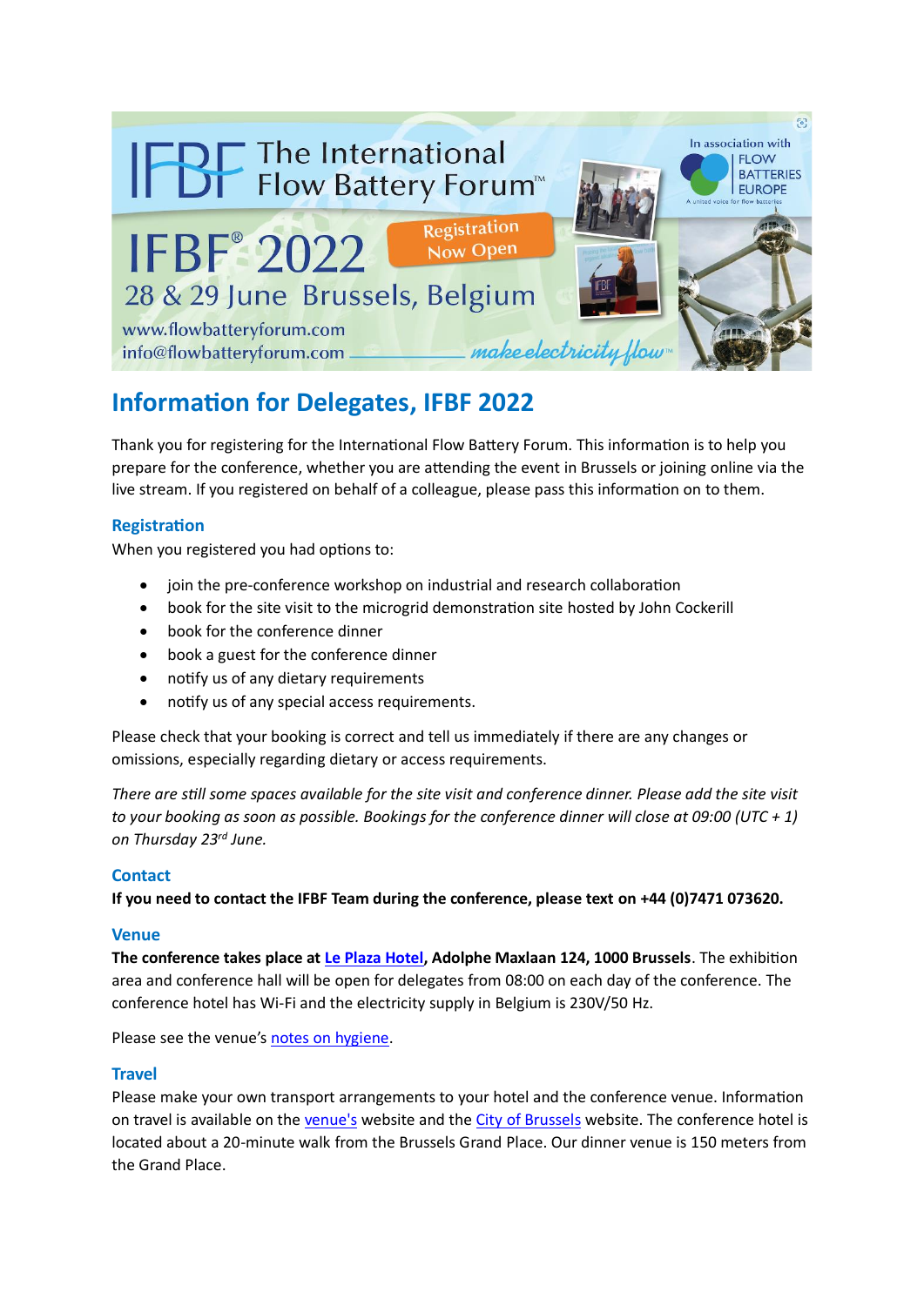# Information for Delegates, IFBF 2022

Thank you for registering for the International Flow Battery Forum. This information is to help you prepare for the conference, whether you are attending the event in Brussels or joining online via the live stream. If you registered on behalf of a colleague, please pass this information on to them.

## Registration

When you registered you had options to:

- join the pre-conference workshop on industrial and research collaboration
- book for the site visit to the microgrid demonstration site hosted by John Cockerill
- book for the conference dinner
- book a guest for the conference dinner
- notify us of any dietary requirements
- notify us of any special access requirements.

Please check that your booking is correct and tell us immediately if there are any changes or omissions, especially regarding dietary or access requirements.

*There are still some spaces available for the site visit and conference dinner. Please add the site visit to your booking as soon as possible. Bookings for the conference dinner will close at 09:00 (UTC + 1) on Thursday 23rd June.*

## Contact

**If you need to contact the IFBF Team during the conference, please text on +44 (0)7471 073620.**

## Venue

**The conference takes place at Le Plaza Hotel, Adolphe Maxlaan 124, 1000 Brussels**. The exhibition area and conference hall will be open for delegates from 08:00 on each day of the conference. The conference hotel has Wi-Fi and the electricity supply in Belgium is 230V/50 Hz.

Please see the venue's notes on hygiene.

## Travel

Please make your own transport arrangements to your hotel and the conference venue. Information on travel is available on the venue's website and the City of Brussels website. The conference hotel is located about a 20-minute walk from the Brussels Grand Place. Our dinner venue is 150 meters from the Grand Place.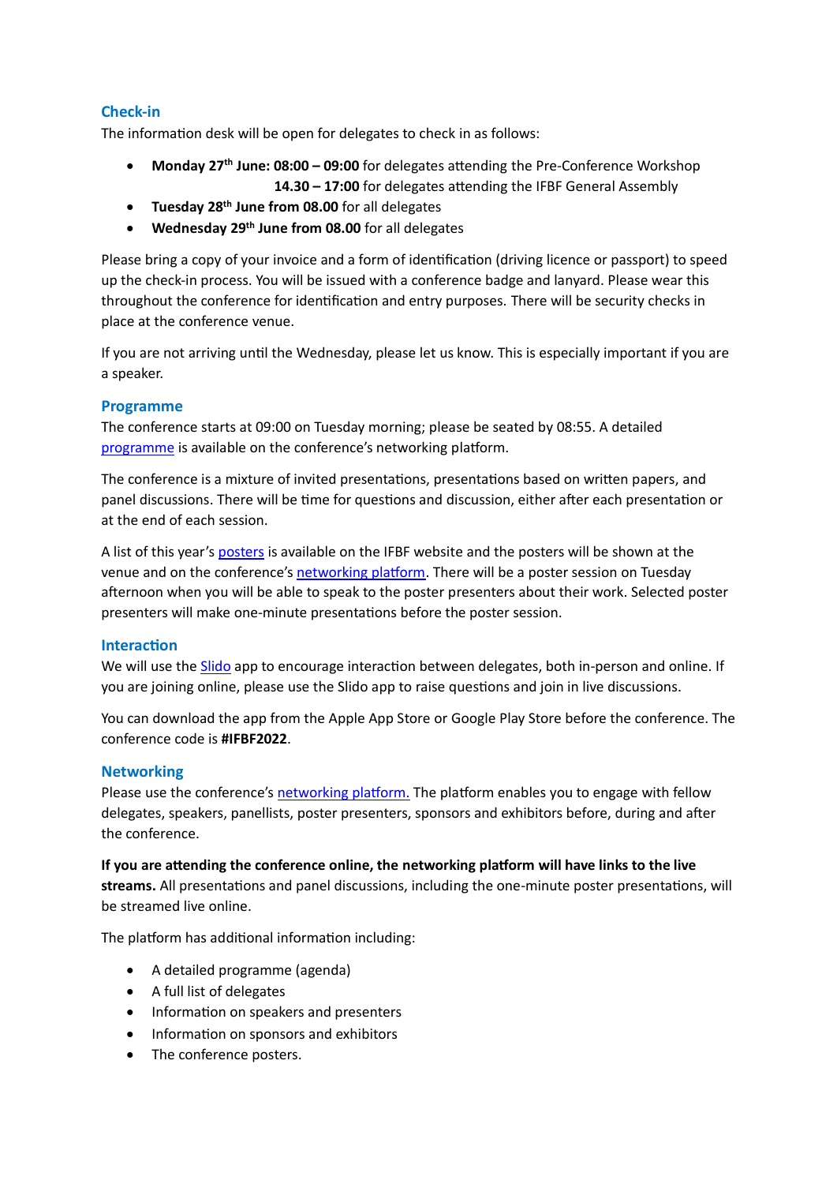## Check-in

The information desk will be open for delegates to check in as follows:

- **Monday 27th June: 08:00 – 09:00** for delegates attending the Pre-Conference Workshop
  **14.30 – 17:00** for delegates attending the IFBF General Assembly
- **Tuesday 28th June from 08.00** for all delegates
- **Wednesday 29th June from 08.00** for all delegates

Please bring a copy of your invoice and a form of identification (driving licence or passport) to speed up the check-in process. You will be issued with a conference badge and lanyard. Please wear this throughout the conference for identification and entry purposes. There will be security checks in place at the conference venue.

If you are not arriving until the Wednesday, please let us know. This is especially important if you are a speaker.

## Programme

The conference starts at 09:00 on Tuesday morning; please be seated by 08:55. A detailed programme is available on the conference's networking platform.

The conference is a mixture of invited presentations, presentations based on written papers, and panel discussions. There will be time for questions and discussion, either after each presentation or at the end of each session.

A list of this year's posters is available on the IFBF website and the posters will be shown at the venue and on the conference's networking platform. There will be a poster session on Tuesday afternoon when you will be able to speak to the poster presenters about their work. Selected poster presenters will make one-minute presentations before the poster session.

## Interaction

We will use the Slido app to encourage interaction between delegates, both in-person and online. If you are joining online, please use the Slido app to raise questions and join in live discussions.

You can download the app from the Apple App Store or Google Play Store before the conference. The conference code is **#IFBF2022**.

## Networking

Please use the conference's networking platform. The platform enables you to engage with fellow delegates, speakers, panellists, poster presenters, sponsors and exhibitors before, during and after the conference.

**If you are attending the conference online, the networking platform will have links to the live streams.** All presentations and panel discussions, including the one-minute poster presentations, will be streamed live online.

The platform has additional information including:

- A detailed programme (agenda)
- A full list of delegates
- Information on speakers and presenters
- Information on sponsors and exhibitors
- The conference posters.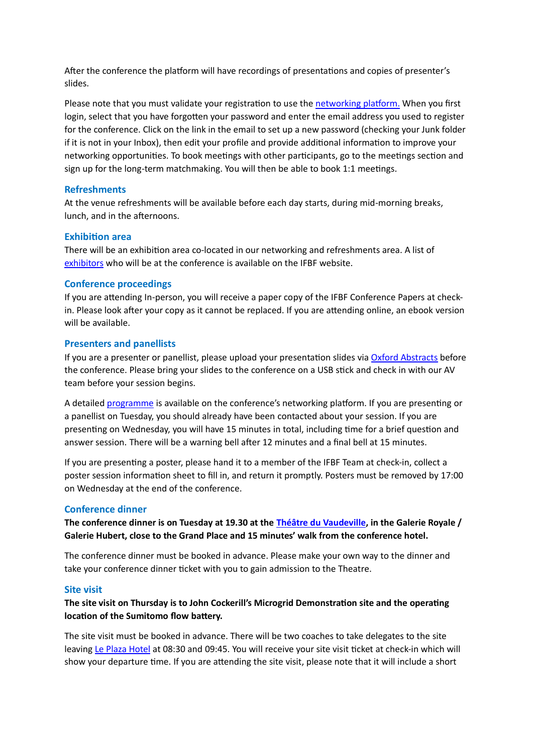After the conference the platform will have recordings of presentations and copies of presenter's slides.

Please note that you must validate your registration to use the networking platform. When you first login, select that you have forgotten your password and enter the email address you used to register for the conference. Click on the link in the email to set up a new password (checking your Junk folder if it is not in your Inbox), then edit your profile and provide additional information to improve your networking opportunities. To book meetings with other participants, go to the meetings section and sign up for the long-term matchmaking. You will then be able to book 1:1 meetings.

### Refreshments

At the venue refreshments will be available before each day starts, during mid-morning breaks, lunch, and in the afternoons.

### Exhibition area

There will be an exhibition area co-located in our networking and refreshments area. A list of exhibitors who will be at the conference is available on the IFBF website.

### Conference proceedings

If you are attending In-person, you will receive a paper copy of the IFBF Conference Papers at check-in. Please look after your copy as it cannot be replaced. If you are attending online, an ebook version will be available.

### Presenters and panellists

If you are a presenter or panellist, please upload your presentation slides via Oxford Abstracts before the conference. Please bring your slides to the conference on a USB stick and check in with our AV team before your session begins.

A detailed programme is available on the conference's networking platform. If you are presenting or a panellist on Tuesday, you should already have been contacted about your session. If you are presenting on Wednesday, you will have 15 minutes in total, including time for a brief question and answer session. There will be a warning bell after 12 minutes and a final bell at 15 minutes.

If you are presenting a poster, please hand it to a member of the IFBF Team at check-in, collect a poster session information sheet to fill in, and return it promptly. Posters must be removed by 17:00 on Wednesday at the end of the conference.

### Conference dinner

**The conference dinner is on Tuesday at 19.30 at the Théâtre du Vaudeville, in the Galerie Royale / Galerie Hubert, close to the Grand Place and 15 minutes' walk from the conference hotel.**

The conference dinner must be booked in advance. Please make your own way to the dinner and take your conference dinner ticket with you to gain admission to the Theatre.

### Site visit

**The site visit on Thursday is to John Cockerill's Microgrid Demonstration site and the operating location of the Sumitomo flow battery.**

The site visit must be booked in advance. There will be two coaches to take delegates to the site leaving Le Plaza Hotel at 08:30 and 09:45. You will receive your site visit ticket at check-in which will show your departure time. If you are attending the site visit, please note that it will include a short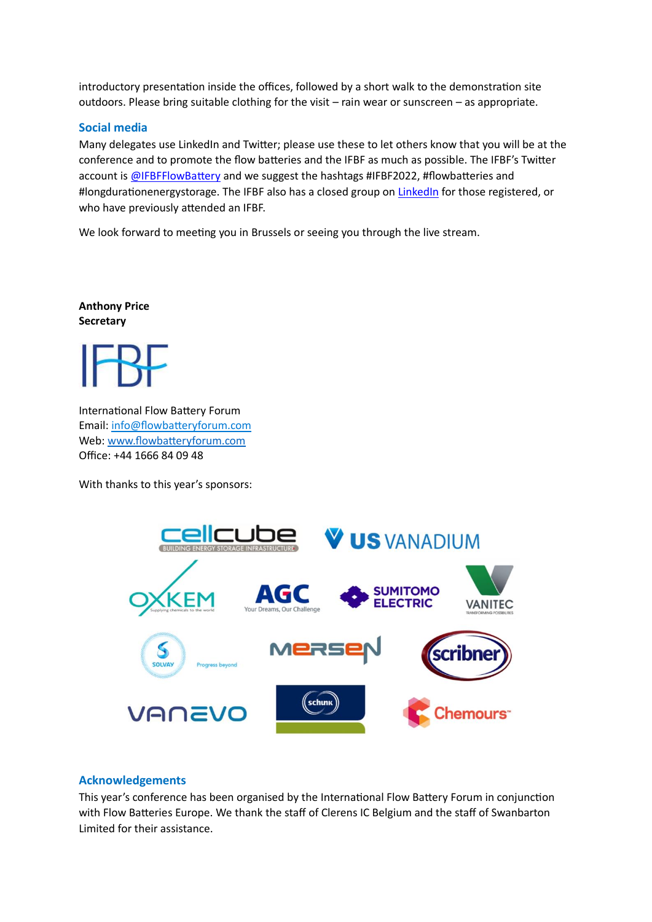introductory presentation inside the offices, followed by a short walk to the demonstration site outdoors. Please bring suitable clothing for the visit – rain wear or sunscreen – as appropriate.

## Social media

Many delegates use LinkedIn and Twitter; please use these to let others know that you will be at the conference and to promote the flow batteries and the IFBF as much as possible. The IFBF's Twitter account is @IFBFFlowBattery and we suggest the hashtags #IFBF2022, #flowbatteries and #longdurationenergystorage. The IFBF also has a closed group on LinkedIn for those registered, or who have previously attended an IFBF.

We look forward to meeting you in Brussels or seeing you through the live stream.

**Anthony Price**
**Secretary**

International Flow Battery Forum
Email: info@flowbatteryforum.com
Web: www.flowbatteryforum.com
Office: +44 1666 84 09 48

With thanks to this year's sponsors:

## Acknowledgements

This year's conference has been organised by the International Flow Battery Forum in conjunction with Flow Batteries Europe. We thank the staff of Clerens IC Belgium and the staff of Swanbarton Limited for their assistance.